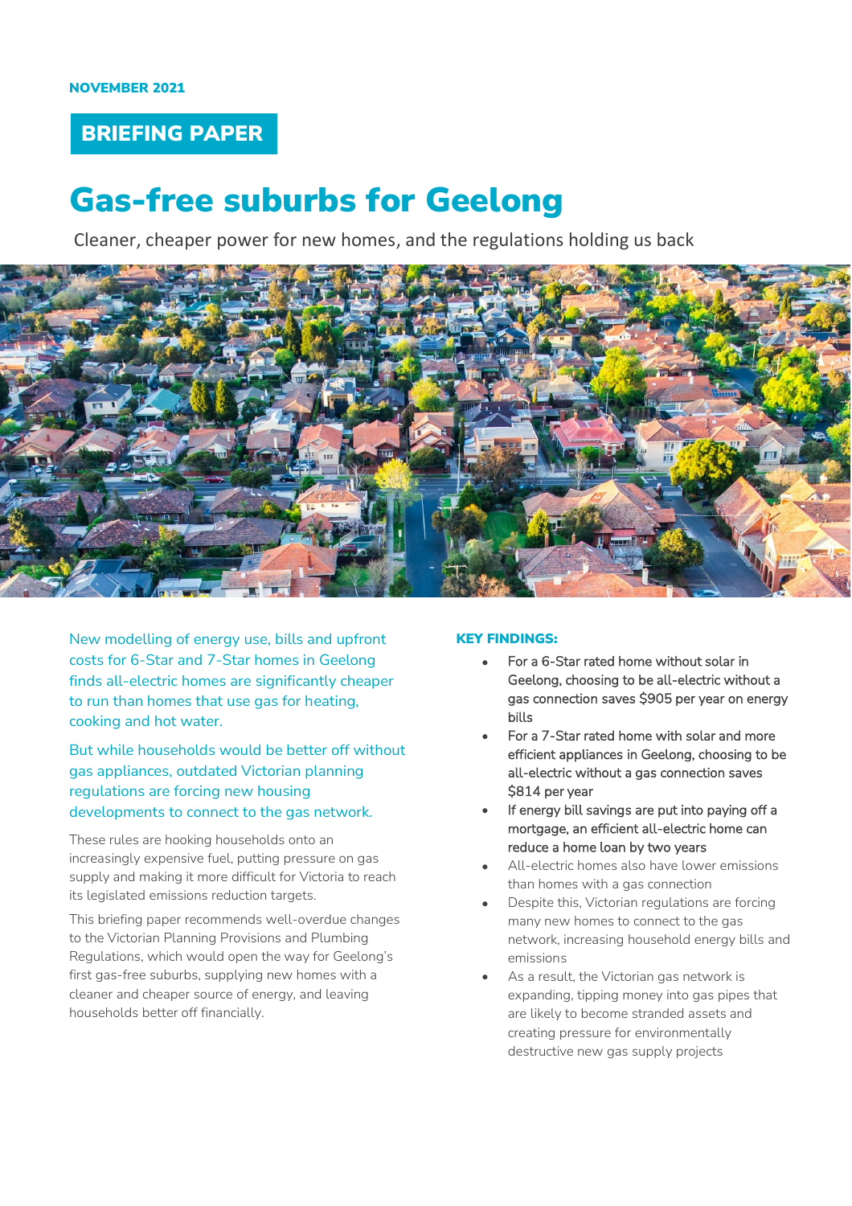NOVEMBER 2021

**BRIEFING PAPER**

# Gas-free suburbs for Geelong

Cleaner, cheaper power for new homes, and the regulations holding us back

New modelling of energy use, bills and upfront costs for 6-Star and 7-Star homes in Geelong finds all-electric homes are significantly cheaper to run than homes that use gas for heating, cooking and hot water.

But while households would be better off without gas appliances, outdated Victorian planning regulations are forcing new housing developments to connect to the gas network.

These rules are hooking households onto an increasingly expensive fuel, putting pressure on gas supply and making it more difficult for Victoria to reach its legislated emissions reduction targets.

This briefing paper recommends well-overdue changes to the Victorian Planning Provisions and Plumbing Regulations, which would open the way for Geelong's first gas-free suburbs, supplying new homes with a cleaner and cheaper source of energy, and leaving households better off financially.

**KEY FINDINGS:**

- For a 6-Star rated home without solar in Geelong, choosing to be all-electric without a gas connection saves $905 per year on energy bills
- For a 7-Star rated home with solar and more efficient appliances in Geelong, choosing to be all-electric without a gas connection saves $814 per year
- If energy bill savings are put into paying off a mortgage, an efficient all-electric home can reduce a home loan by two years
- All-electric homes also have lower emissions than homes with a gas connection
- Despite this, Victorian regulations are forcing many new homes to connect to the gas network, increasing household energy bills and emissions
- As a result, the Victorian gas network is expanding, tipping money into gas pipes that are likely to become stranded assets and creating pressure for environmentally destructive new gas supply projects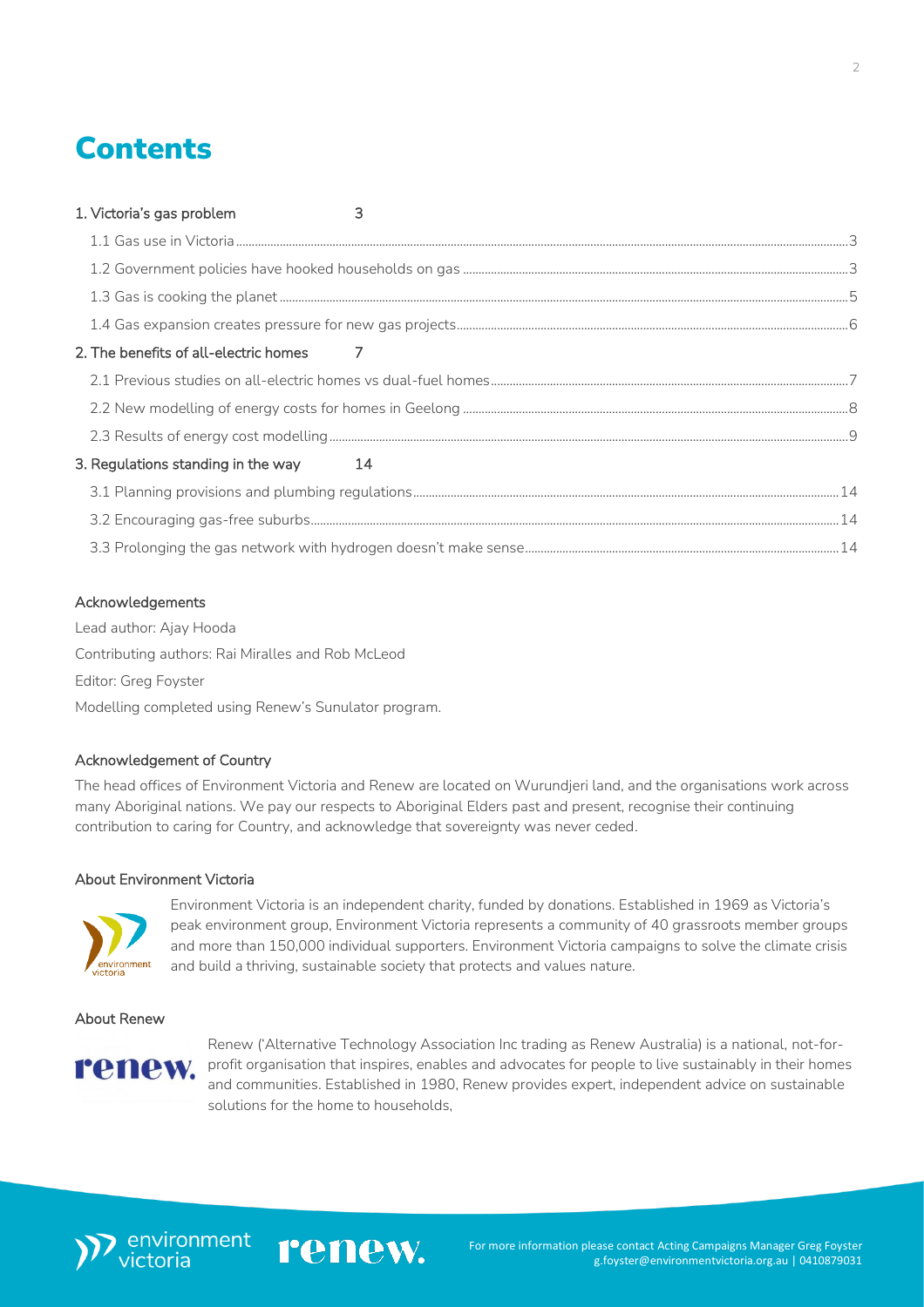# Contents

| | |
|---|---|
| 1. Victoria's gas problem | 3 |
| 1.1 Gas use in Victoria | 3 |
| 1.2 Government policies have hooked households on gas | 3 |
| 1.3 Gas is cooking the planet | 5 |
| 1.4 Gas expansion creates pressure for new gas projects | 6 |
| 2. The benefits of all-electric homes | 7 |
| 2.1 Previous studies on all-electric homes vs dual-fuel homes | 7 |
| 2.2 New modelling of energy costs for homes in Geelong | 8 |
| 2.3 Results of energy cost modelling | 9 |
| 3. Regulations standing in the way | 14 |
| 3.1 Planning provisions and plumbing regulations | 14 |
| 3.2 Encouraging gas-free suburbs | 14 |
| 3.3 Prolonging the gas network with hydrogen doesn't make sense | 14 |

### Acknowledgements

Lead author: Ajay Hooda

Contributing authors: Rai Miralles and Rob McLeod

Editor: Greg Foyster

Modelling completed using Renew's Sunulator program.

### Acknowledgement of Country

The head offices of Environment Victoria and Renew are located on Wurundjeri land, and the organisations work across many Aboriginal nations. We pay our respects to Aboriginal Elders past and present, recognise their continuing contribution to caring for Country, and acknowledge that sovereignty was never ceded.

### About Environment Victoria

Environment Victoria is an independent charity, funded by donations. Established in 1969 as Victoria's peak environment group, Environment Victoria represents a community of 40 grassroots member groups and more than 150,000 individual supporters. Environment Victoria campaigns to solve the climate crisis and build a thriving, sustainable society that protects and values nature.

### About Renew

Renew ('Alternative Technology Association Inc trading as Renew Australia) is a national, not-for-profit organisation that inspires, enables and advocates for people to live sustainably in their homes and communities. Established in 1980, Renew provides expert, independent advice on sustainable solutions for the home to households,

For more information please contact Acting Campaigns Manager Greg Foyster g.foyster@environmentvictoria.org.au | 0410879031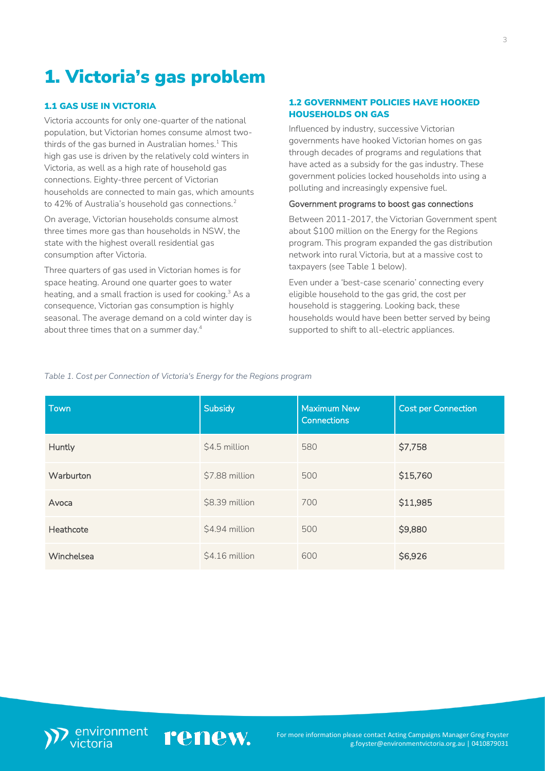# 1. Victoria's gas problem

## 1.1 GAS USE IN VICTORIA

Victoria accounts for only one-quarter of the national population, but Victorian homes consume almost two-thirds of the gas burned in Australian homes.[1] This high gas use is driven by the relatively cold winters in Victoria, as well as a high rate of household gas connections. Eighty-three percent of Victorian households are connected to main gas, which amounts to 42% of Australia's household gas connections.[2]

On average, Victorian households consume almost three times more gas than households in NSW, the state with the highest overall residential gas consumption after Victoria.

Three quarters of gas used in Victorian homes is for space heating. Around one quarter goes to water heating, and a small fraction is used for cooking.[3] As a consequence, Victorian gas consumption is highly seasonal. The average demand on a cold winter day is about three times that on a summer day.[4]

## 1.2 GOVERNMENT POLICIES HAVE HOOKED HOUSEHOLDS ON GAS

Influenced by industry, successive Victorian governments have hooked Victorian homes on gas through decades of programs and regulations that have acted as a subsidy for the gas industry. These government policies locked households into using a polluting and increasingly expensive fuel.

### Government programs to boost gas connections

Between 2011-2017, the Victorian Government spent about $100 million on the Energy for the Regions program. This program expanded the gas distribution network into rural Victoria, but at a massive cost to taxpayers (see Table 1 below).

Even under a 'best-case scenario' connecting every eligible household to the gas grid, the cost per household is staggering. Looking back, these households would have been better served by being supported to shift to all-electric appliances.

*Table 1. Cost per Connection of Victoria's Energy for the Regions program*

| Town | Subsidy | Maximum New Connections | Cost per Connection |
|---|---|---|---|
| Huntly | $4.5 million | 580 | **$7,758** |
| Warburton | $7.88 million | 500 | **$15,760** |
| Avoca | $8.39 million | 700 | **$11,985** |
| Heathcote | $4.94 million | 500 | **$9,880** |
| Winchelsea | $4.16 million | 600 | **$6,926** |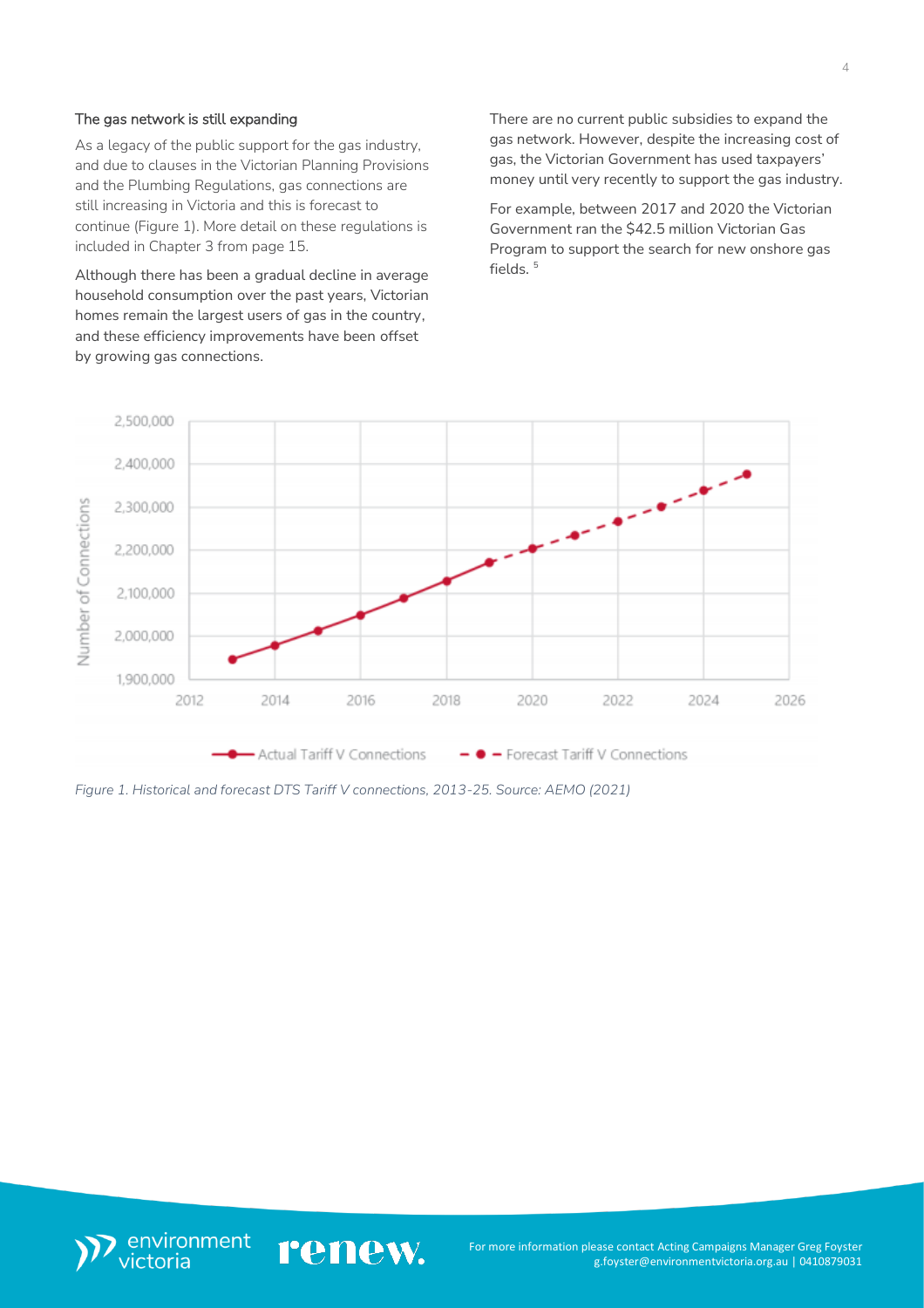### The gas network is still expanding

As a legacy of the public support for the gas industry, and due to clauses in the Victorian Planning Provisions and the Plumbing Regulations, gas connections are still increasing in Victoria and this is forecast to continue (Figure 1). More detail on these regulations is included in Chapter 3 from page 15.

Although there has been a gradual decline in average household consumption over the past years, Victorian homes remain the largest users of gas in the country, and these efficiency improvements have been offset by growing gas connections.

There are no current public subsidies to expand the gas network. However, despite the increasing cost of gas, the Victorian Government has used taxpayers' money until very recently to support the gas industry.

For example, between 2017 and 2020 the Victorian Government ran the $42.5 million Victorian Gas Program to support the search for new onshore gas fields. [5]

*Figure 1. Historical and forecast DTS Tariff V connections, 2013-25. Source: AEMO (2021)*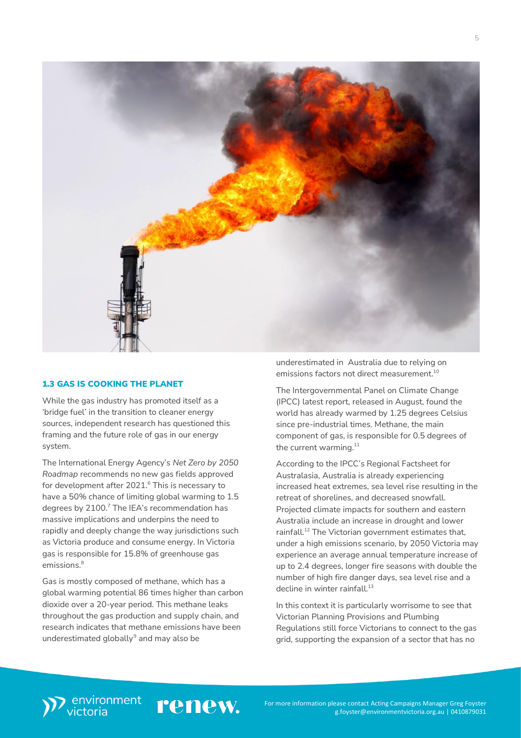## 1.3 GAS IS COOKING THE PLANET

While the gas industry has promoted itself as a 'bridge fuel' in the transition to cleaner energy sources, independent research has questioned this framing and the future role of gas in our energy system.

The International Energy Agency's *Net Zero by 2050 Roadmap* recommends no new gas fields approved for development after 2021.[6] This is necessary to have a 50% chance of limiting global warming to 1.5 degrees by 2100.[7] The IEA's recommendation has massive implications and underpins the need to rapidly and deeply change the way jurisdictions such as Victoria produce and consume energy. In Victoria gas is responsible for 15.8% of greenhouse gas emissions.[8]

Gas is mostly composed of methane, which has a global warming potential 86 times higher than carbon dioxide over a 20-year period. This methane leaks throughout the gas production and supply chain, and research indicates that methane emissions have been underestimated globally[9] and may also be underestimated in Australia due to relying on emissions factors not direct measurement.[10]

The Intergovernmental Panel on Climate Change (IPCC) latest report, released in August, found the world has already warmed by 1.25 degrees Celsius since pre-industrial times. Methane, the main component of gas, is responsible for 0.5 degrees of the current warming.[11]

According to the IPCC's Regional Factsheet for Australasia, Australia is already experiencing increased heat extremes, sea level rise resulting in the retreat of shorelines, and decreased snowfall. Projected climate impacts for southern and eastern Australia include an increase in drought and lower rainfall.[12] The Victorian government estimates that, under a high emissions scenario, by 2050 Victoria may experience an average annual temperature increase of up to 2.4 degrees, longer fire seasons with double the number of high fire danger days, sea level rise and a decline in winter rainfall.[13]

In this context it is particularly worrisome to see that Victorian Planning Provisions and Plumbing Regulations still force Victorians to connect to the gas grid, supporting the expansion of a sector that has no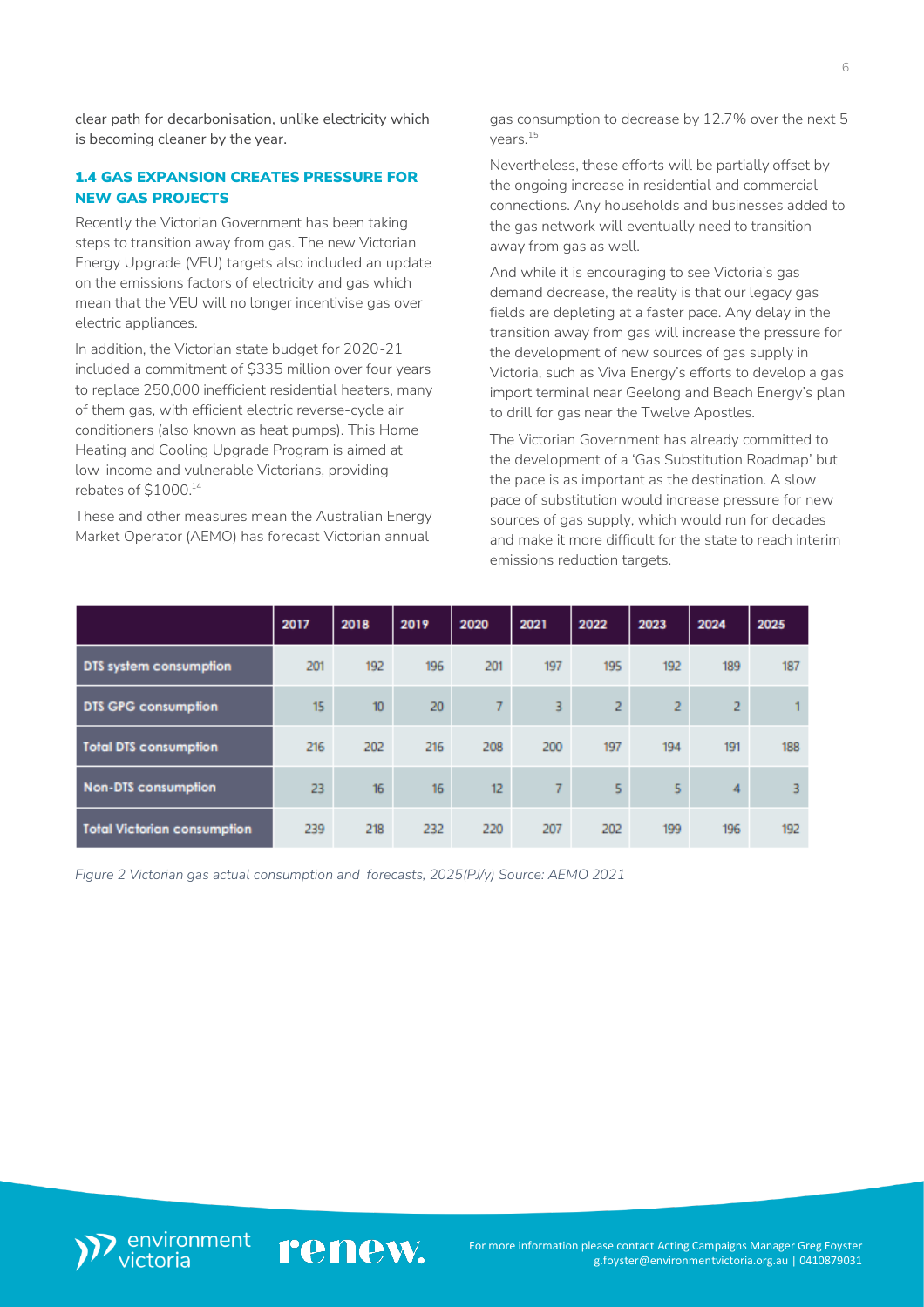clear path for decarbonisation, unlike electricity which is becoming cleaner by the year.

### 1.4 GAS EXPANSION CREATES PRESSURE FOR NEW GAS PROJECTS

Recently the Victorian Government has been taking steps to transition away from gas. The new Victorian Energy Upgrade (VEU) targets also included an update on the emissions factors of electricity and gas which mean that the VEU will no longer incentivise gas over electric appliances.

In addition, the Victorian state budget for 2020-21 included a commitment of $335 million over four years to replace 250,000 inefficient residential heaters, many of them gas, with efficient electric reverse-cycle air conditioners (also known as heat pumps). This Home Heating and Cooling Upgrade Program is aimed at low-income and vulnerable Victorians, providing rebates of $1000.[14]

These and other measures mean the Australian Energy Market Operator (AEMO) has forecast Victorian annual gas consumption to decrease by 12.7% over the next 5 years.[15]

Nevertheless, these efforts will be partially offset by the ongoing increase in residential and commercial connections. Any households and businesses added to the gas network will eventually need to transition away from gas as well.

And while it is encouraging to see Victoria's gas demand decrease, the reality is that our legacy gas fields are depleting at a faster pace. Any delay in the transition away from gas will increase the pressure for the development of new sources of gas supply in Victoria, such as Viva Energy's efforts to develop a gas import terminal near Geelong and Beach Energy's plan to drill for gas near the Twelve Apostles.

The Victorian Government has already committed to the development of a 'Gas Substitution Roadmap' but the pace is as important as the destination. A slow pace of substitution would increase pressure for new sources of gas supply, which would run for decades and make it more difficult for the state to reach interim emissions reduction targets.

| | 2017 | 2018 | 2019 | 2020 | 2021 | 2022 | 2023 | 2024 | 2025 |
|---|---|---|---|---|---|---|---|---|---|
| DTS system consumption | 201 | 192 | 196 | 201 | 197 | 195 | 192 | 189 | 187 |
| DTS GPG consumption | 15 | 10 | 20 | 7 | 3 | 2 | 2 | 2 | 1 |
| Total DTS consumption | 216 | 202 | 216 | 208 | 200 | 197 | 194 | 191 | 188 |
| Non-DTS consumption | 23 | 16 | 16 | 12 | 7 | 5 | 5 | 4 | 3 |
| Total Victorian consumption | 239 | 218 | 232 | 220 | 207 | 202 | 199 | 196 | 192 |

*Figure 2 Victorian gas actual consumption and forecasts, 2025(PJ/y) Source: AEMO 2021*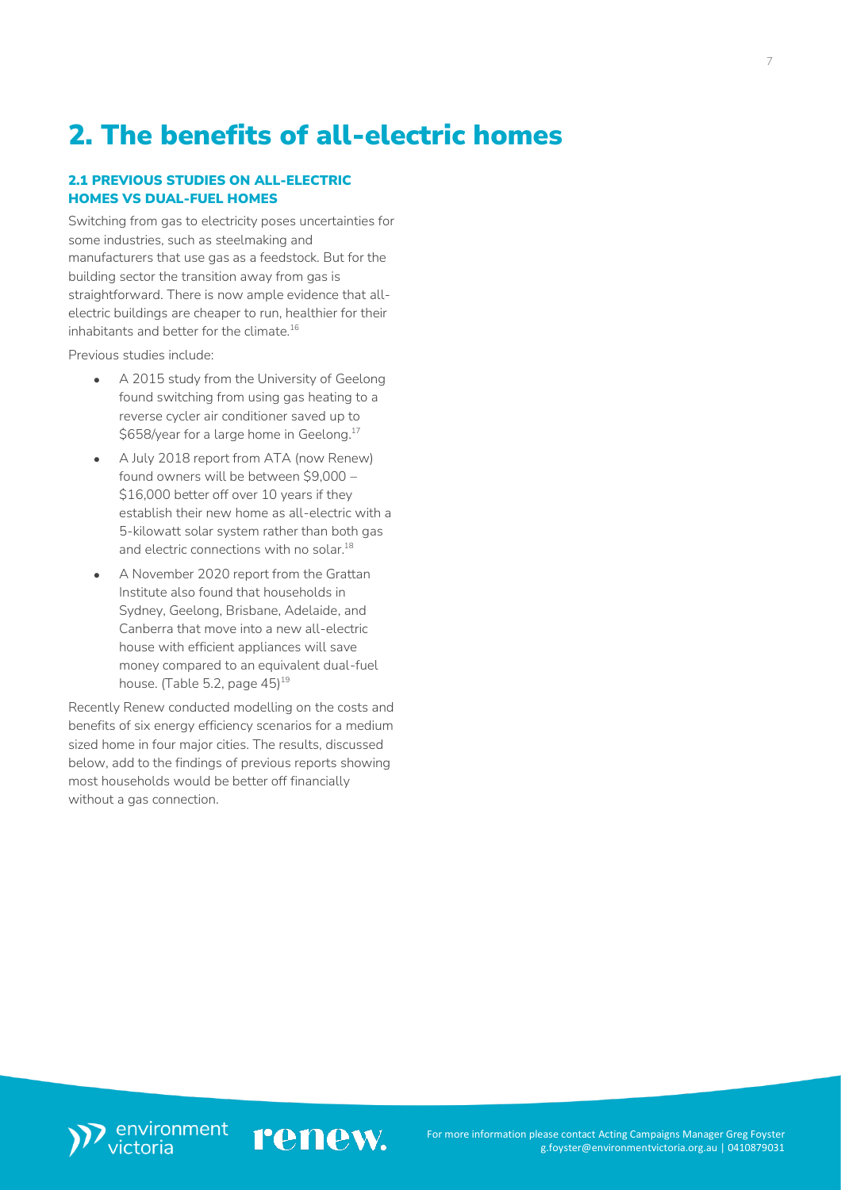# 2. The benefits of all-electric homes

### 2.1 PREVIOUS STUDIES ON ALL-ELECTRIC HOMES VS DUAL-FUEL HOMES

Switching from gas to electricity poses uncertainties for some industries, such as steelmaking and manufacturers that use gas as a feedstock. But for the building sector the transition away from gas is straightforward. There is now ample evidence that all-electric buildings are cheaper to run, healthier for their inhabitants and better for the climate.[16]

Previous studies include:

- A 2015 study from the University of Geelong found switching from using gas heating to a reverse cycler air conditioner saved up to $658/year for a large home in Geelong.[17]
- A July 2018 report from ATA (now Renew) found owners will be between $9,000 – $16,000 better off over 10 years if they establish their new home as all-electric with a 5-kilowatt solar system rather than both gas and electric connections with no solar.[18]
- A November 2020 report from the Grattan Institute also found that households in Sydney, Geelong, Brisbane, Adelaide, and Canberra that move into a new all-electric house with efficient appliances will save money compared to an equivalent dual-fuel house. (Table 5.2, page 45)[19]

Recently Renew conducted modelling on the costs and benefits of six energy efficiency scenarios for a medium sized home in four major cities. The results, discussed below, add to the findings of previous reports showing most households would be better off financially without a gas connection.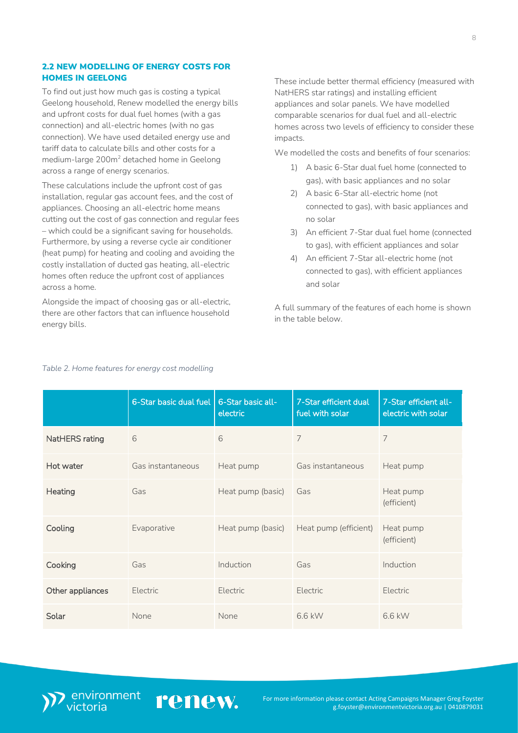## 2.2 NEW MODELLING OF ENERGY COSTS FOR HOMES IN GEELONG

To find out just how much gas is costing a typical Geelong household, Renew modelled the energy bills and upfront costs for dual fuel homes (with a gas connection) and all-electric homes (with no gas connection). We have used detailed energy use and tariff data to calculate bills and other costs for a medium-large 200m$^2$ detached home in Geelong across a range of energy scenarios.

These calculations include the upfront cost of gas installation, regular gas account fees, and the cost of appliances. Choosing an all-electric home means cutting out the cost of gas connection and regular fees – which could be a significant saving for households. Furthermore, by using a reverse cycle air conditioner (heat pump) for heating and cooling and avoiding the costly installation of ducted gas heating, all-electric homes often reduce the upfront cost of appliances across a home.

Alongside the impact of choosing gas or all-electric, there are other factors that can influence household energy bills.

These include better thermal efficiency (measured with NatHERS star ratings) and installing efficient appliances and solar panels. We have modelled comparable scenarios for dual fuel and all-electric homes across two levels of efficiency to consider these impacts.

We modelled the costs and benefits of four scenarios:

1) A basic 6-Star dual fuel home (connected to gas), with basic appliances and no solar
2) A basic 6-Star all-electric home (not connected to gas), with basic appliances and no solar
3) An efficient 7-Star dual fuel home (connected to gas), with efficient appliances and solar
4) An efficient 7-Star all-electric home (not connected to gas), with efficient appliances and solar

A full summary of the features of each home is shown in the table below.

*Table 2. Home features for energy cost modelling*

| | 6-Star basic dual fuel | 6-Star basic all-electric | 7-Star efficient dual fuel with solar | 7-Star efficient all-electric with solar |
|---|---|---|---|---|
| NatHERS rating | 6 | 6 | 7 | 7 |
| Hot water | Gas instantaneous | Heat pump | Gas instantaneous | Heat pump |
| Heating | Gas | Heat pump (basic) | Gas | Heat pump (efficient) |
| Cooling | Evaporative | Heat pump (basic) | Heat pump (efficient) | Heat pump (efficient) |
| Cooking | Gas | Induction | Gas | Induction |
| Other appliances | Electric | Electric | Electric | Electric |
| Solar | None | None | 6.6 kW | 6.6 kW |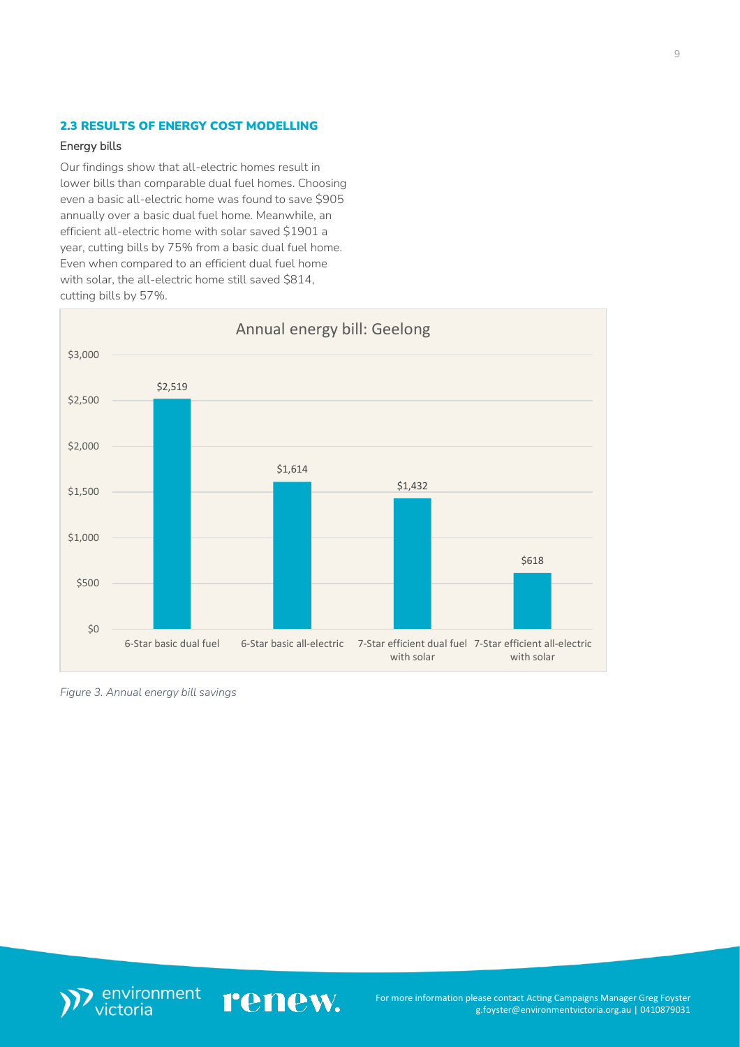## 2.3 RESULTS OF ENERGY COST MODELLING

### Energy bills

Our findings show that all-electric homes result in lower bills than comparable dual fuel homes. Choosing even a basic all-electric home was found to save $905 annually over a basic dual fuel home. Meanwhile, an efficient all-electric home with solar saved $1901 a year, cutting bills by 75% from a basic dual fuel home. Even when compared to an efficient dual fuel home with solar, the all-electric home still saved $814, cutting bills by 57%.

**Annual energy bill: Geelong**

| Home type | Annual energy bill |
|---|---|
| 6-Star basic dual fuel | $2,519 |
| 6-Star basic all-electric | $1,614 |
| 7-Star efficient dual fuel with solar | $1,432 |
| 7-Star efficient all-electric with solar | $618 |

*Figure 3. Annual energy bill savings*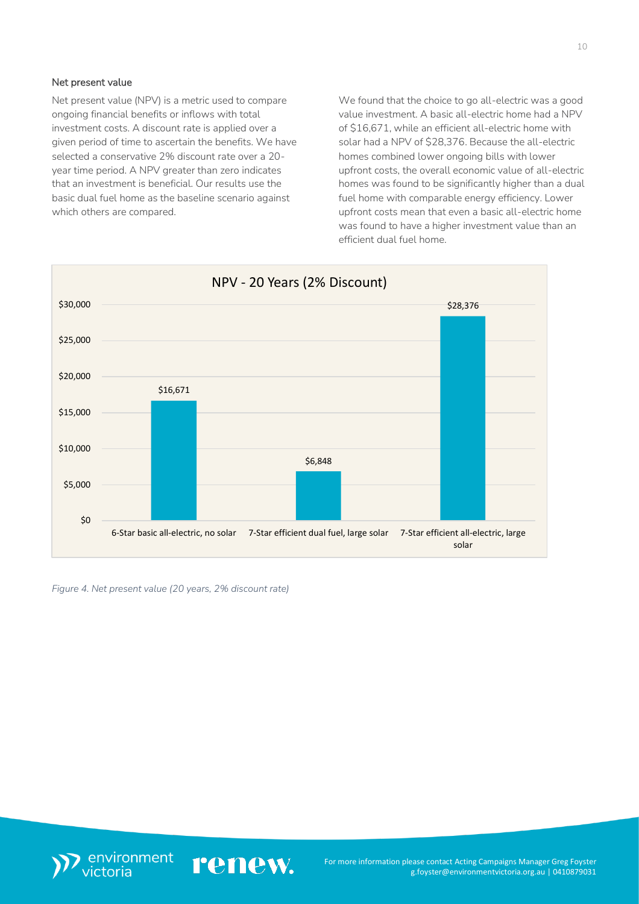### Net present value

Net present value (NPV) is a metric used to compare ongoing financial benefits or inflows with total investment costs. A discount rate is applied over a given period of time to ascertain the benefits. We have selected a conservative 2% discount rate over a 20-year time period. A NPV greater than zero indicates that an investment is beneficial. Our results use the basic dual fuel home as the baseline scenario against which others are compared.

We found that the choice to go all-electric was a good value investment. A basic all-electric home had a NPV of $16,671, while an efficient all-electric home with solar had a NPV of $28,376. Because the all-electric homes combined lower ongoing bills with lower upfront costs, the overall economic value of all-electric homes was found to be significantly higher than a dual fuel home with comparable energy efficiency. Lower upfront costs mean that even a basic all-electric home was found to have a higher investment value than an efficient dual fuel home.

**NPV - 20 Years (2% Discount)**

| Scenario | NPV |
|---|---|
| 6-Star basic all-electric, no solar | $16,671 |
| 7-Star efficient dual fuel, large solar | $6,848 |
| 7-Star efficient all-electric, large solar | $28,376 |

*Figure 4. Net present value (20 years, 2% discount rate)*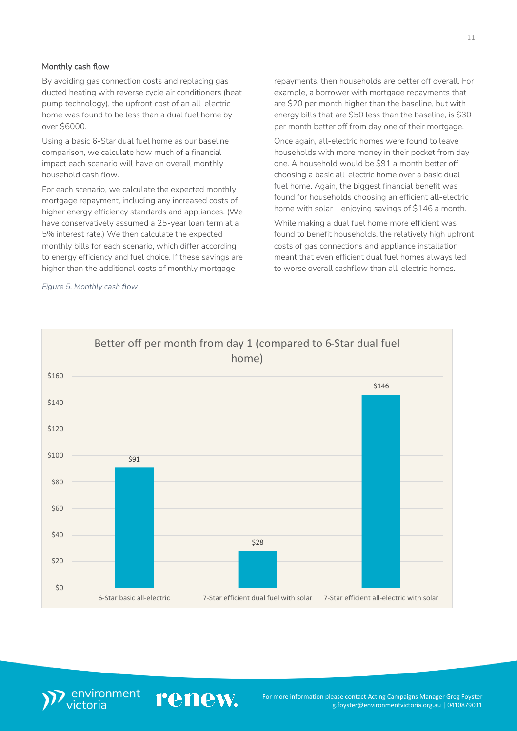### Monthly cash flow

By avoiding gas connection costs and replacing gas ducted heating with reverse cycle air conditioners (heat pump technology), the upfront cost of an all-electric home was found to be less than a dual fuel home by over $6000.

Using a basic 6-Star dual fuel home as our baseline comparison, we calculate how much of a financial impact each scenario will have on overall monthly household cash flow.

For each scenario, we calculate the expected monthly mortgage repayment, including any increased costs of higher energy efficiency standards and appliances. (We have conservatively assumed a 25-year loan term at a 5% interest rate.) We then calculate the expected monthly bills for each scenario, which differ according to energy efficiency and fuel choice. If these savings are higher than the additional costs of monthly mortgage repayments, then households are better off overall. For example, a borrower with mortgage repayments that are $20 per month higher than the baseline, but with energy bills that are $50 less than the baseline, is $30 per month better off from day one of their mortgage.

Once again, all-electric homes were found to leave households with more money in their pocket from day one. A household would be $91 a month better off choosing a basic all-electric home over a basic dual fuel home. Again, the biggest financial benefit was found for households choosing an efficient all-electric home with solar – enjoying savings of $146 a month.

While making a dual fuel home more efficient was found to benefit households, the relatively high upfront costs of gas connections and appliance installation meant that even efficient dual fuel homes always led to worse overall cashflow than all-electric homes.

*Figure 5. Monthly cash flow*

Better off per month from day 1 (compared to 6-Star dual fuel home)

| Scenario | Better off per month |
|---|---|
| 6-Star basic all-electric | $91 |
| 7-Star efficient dual fuel with solar | $28 |
| 7-Star efficient all-electric with solar | $146 |

For more information please contact Acting Campaigns Manager Greg Foyster g.foyster@environmentvictoria.org.au | 0410879031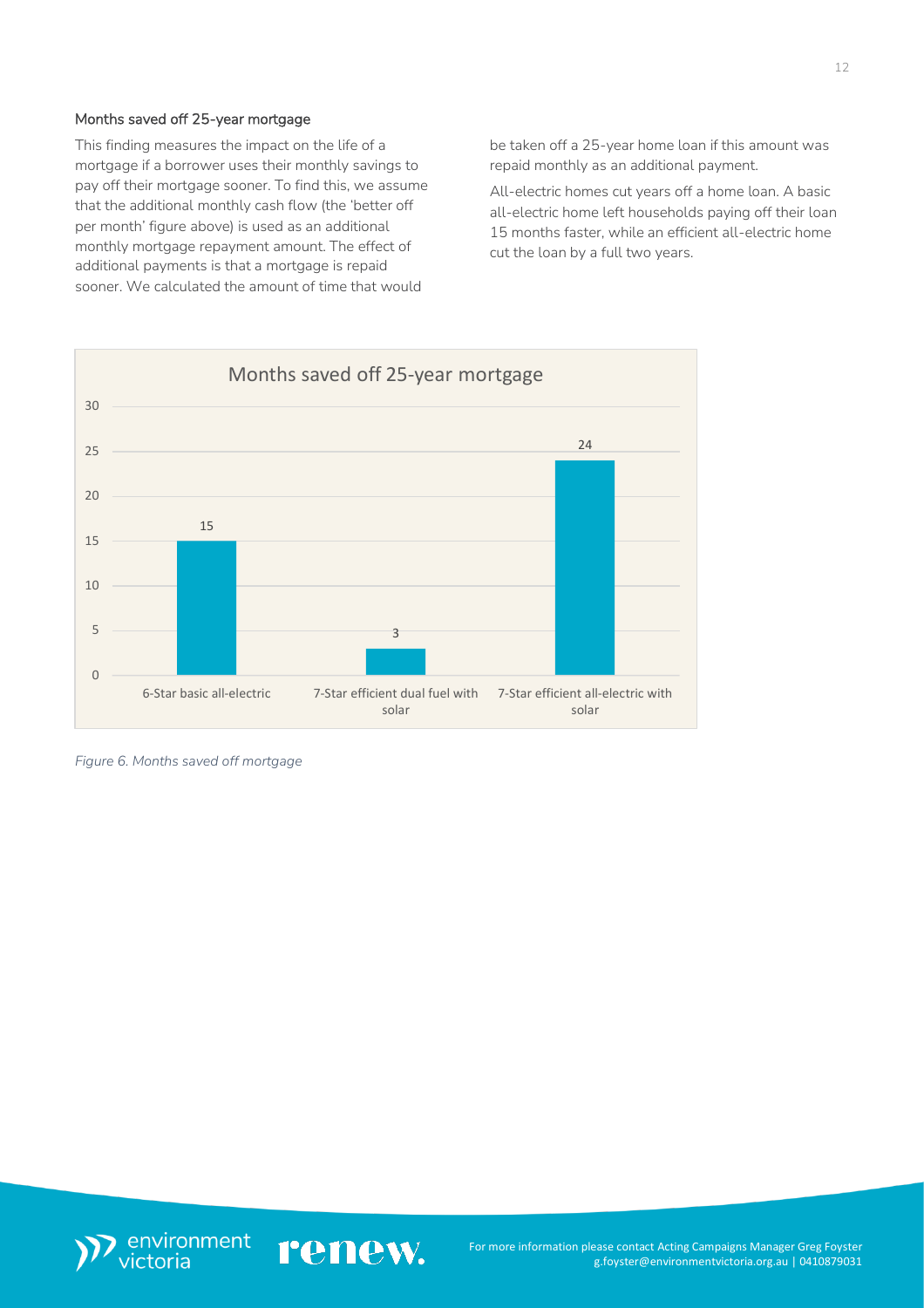### Months saved off 25-year mortgage

This finding measures the impact on the life of a mortgage if a borrower uses their monthly savings to pay off their mortgage sooner. To find this, we assume that the additional monthly cash flow (the 'better off per month' figure above) is used as an additional monthly mortgage repayment amount. The effect of additional payments is that a mortgage is repaid sooner. We calculated the amount of time that would be taken off a 25-year home loan if this amount was repaid monthly as an additional payment.

All-electric homes cut years off a home loan. A basic all-electric home left households paying off their loan 15 months faster, while an efficient all-electric home cut the loan by a full two years.

**Months saved off 25-year mortgage**

| Home type | Months saved |
| --- | --- |
| 6-Star basic all-electric | 15 |
| 7-Star efficient dual fuel with solar | 3 |
| 7-Star efficient all-electric with solar | 24 |

*Figure 6. Months saved off mortgage*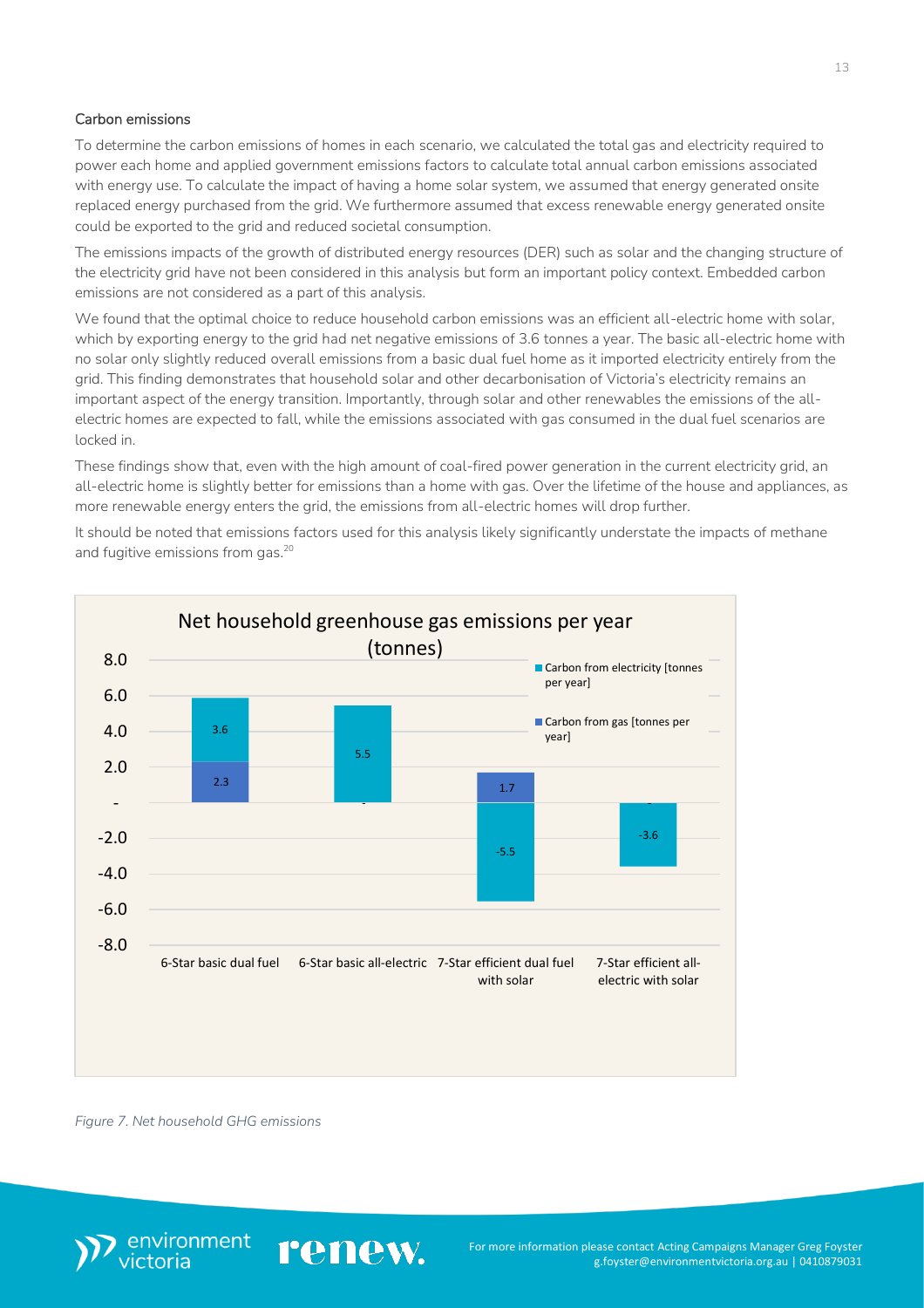### Carbon emissions

To determine the carbon emissions of homes in each scenario, we calculated the total gas and electricity required to power each home and applied government emissions factors to calculate total annual carbon emissions associated with energy use. To calculate the impact of having a home solar system, we assumed that energy generated onsite replaced energy purchased from the grid. We furthermore assumed that excess renewable energy generated onsite could be exported to the grid and reduced societal consumption.

The emissions impacts of the growth of distributed energy resources (DER) such as solar and the changing structure of the electricity grid have not been considered in this analysis but form an important policy context. Embedded carbon emissions are not considered as a part of this analysis.

We found that the optimal choice to reduce household carbon emissions was an efficient all-electric home with solar, which by exporting energy to the grid had net negative emissions of 3.6 tonnes a year. The basic all-electric home with no solar only slightly reduced overall emissions from a basic dual fuel home as it imported electricity entirely from the grid. This finding demonstrates that household solar and other decarbonisation of Victoria's electricity remains an important aspect of the energy transition. Importantly, through solar and other renewables the emissions of the all-electric homes are expected to fall, while the emissions associated with gas consumed in the dual fuel scenarios are locked in.

These findings show that, even with the high amount of coal-fired power generation in the current electricity grid, an all-electric home is slightly better for emissions than a home with gas. Over the lifetime of the house and appliances, as more renewable energy enters the grid, the emissions from all-electric homes will drop further.

It should be noted that emissions factors used for this analysis likely significantly understate the impacts of methane and fugitive emissions from gas.[20]

**Net household greenhouse gas emissions per year (tonnes)**

| | Carbon from electricity [tonnes per year] | Carbon from gas [tonnes per year] |
|---|---|---|
| 6-Star basic dual fuel | 3.6 | 2.3 |
| 6-Star basic all-electric | 5.5 | - |
| 7-Star efficient dual fuel with solar | -5.5 | 1.7 |
| 7-Star efficient all-electric with solar | -3.6 | - |

*Figure 7. Net household GHG emissions*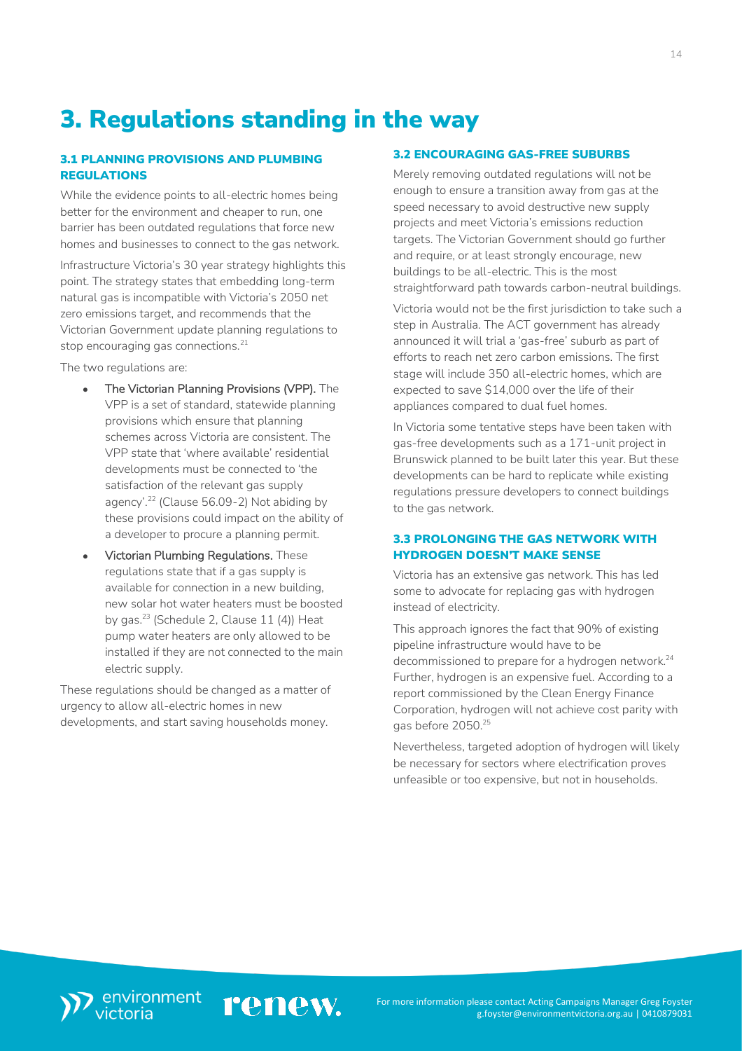# 3. Regulations standing in the way

### 3.1 PLANNING PROVISIONS AND PLUMBING REGULATIONS

While the evidence points to all-electric homes being better for the environment and cheaper to run, one barrier has been outdated regulations that force new homes and businesses to connect to the gas network.

Infrastructure Victoria's 30 year strategy highlights this point. The strategy states that embedding long-term natural gas is incompatible with Victoria's 2050 net zero emissions target, and recommends that the Victorian Government update planning regulations to stop encouraging gas connections.[21]

The two regulations are:

- **The Victorian Planning Provisions (VPP).** The VPP is a set of standard, statewide planning provisions which ensure that planning schemes across Victoria are consistent. The VPP state that 'where available' residential developments must be connected to 'the satisfaction of the relevant gas supply agency'.[22] (Clause 56.09-2) Not abiding by these provisions could impact on the ability of a developer to procure a planning permit.
- **Victorian Plumbing Regulations.** These regulations state that if a gas supply is available for connection in a new building, new solar hot water heaters must be boosted by gas.[23] (Schedule 2, Clause 11 (4)) Heat pump water heaters are only allowed to be installed if they are not connected to the main electric supply.

These regulations should be changed as a matter of urgency to allow all-electric homes in new developments, and start saving households money.

### 3.2 ENCOURAGING GAS-FREE SUBURBS

Merely removing outdated regulations will not be enough to ensure a transition away from gas at the speed necessary to avoid destructive new supply projects and meet Victoria's emissions reduction targets. The Victorian Government should go further and require, or at least strongly encourage, new buildings to be all-electric. This is the most straightforward path towards carbon-neutral buildings.

Victoria would not be the first jurisdiction to take such a step in Australia. The ACT government has already announced it will trial a 'gas-free' suburb as part of efforts to reach net zero carbon emissions. The first stage will include 350 all-electric homes, which are expected to save $14,000 over the life of their appliances compared to dual fuel homes.

In Victoria some tentative steps have been taken with gas-free developments such as a 171-unit project in Brunswick planned to be built later this year. But these developments can be hard to replicate while existing regulations pressure developers to connect buildings to the gas network.

### 3.3 PROLONGING THE GAS NETWORK WITH HYDROGEN DOESN'T MAKE SENSE

Victoria has an extensive gas network. This has led some to advocate for replacing gas with hydrogen instead of electricity.

This approach ignores the fact that 90% of existing pipeline infrastructure would have to be decommissioned to prepare for a hydrogen network.[24] Further, hydrogen is an expensive fuel. According to a report commissioned by the Clean Energy Finance Corporation, hydrogen will not achieve cost parity with gas before 2050.[25]

Nevertheless, targeted adoption of hydrogen will likely be necessary for sectors where electrification proves unfeasible or too expensive, but not in households.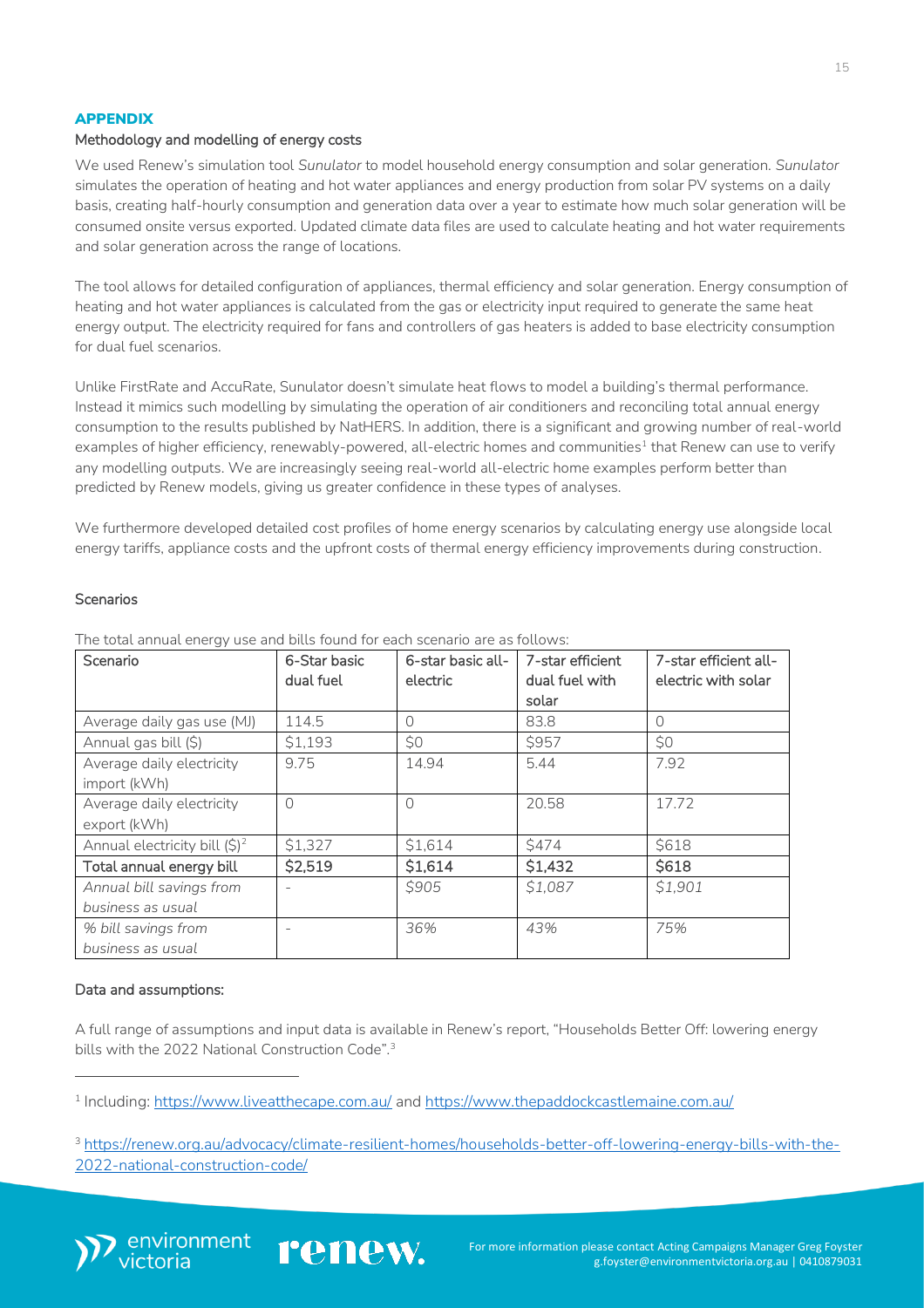## APPENDIX

### Methodology and modelling of energy costs

We used Renew's simulation tool *Sunulator* to model household energy consumption and solar generation. *Sunulator* simulates the operation of heating and hot water appliances and energy production from solar PV systems on a daily basis, creating half-hourly consumption and generation data over a year to estimate how much solar generation will be consumed onsite versus exported. Updated climate data files are used to calculate heating and hot water requirements and solar generation across the range of locations.

The tool allows for detailed configuration of appliances, thermal efficiency and solar generation. Energy consumption of heating and hot water appliances is calculated from the gas or electricity input required to generate the same heat energy output. The electricity required for fans and controllers of gas heaters is added to base electricity consumption for dual fuel scenarios.

Unlike FirstRate and AccuRate, Sunulator doesn't simulate heat flows to model a building's thermal performance. Instead it mimics such modelling by simulating the operation of air conditioners and reconciling total annual energy consumption to the results published by NatHERS. In addition, there is a significant and growing number of real-world examples of higher efficiency, renewably-powered, all-electric homes and communities[1] that Renew can use to verify any modelling outputs. We are increasingly seeing real-world all-electric home examples perform better than predicted by Renew models, giving us greater confidence in these types of analyses.

We furthermore developed detailed cost profiles of home energy scenarios by calculating energy use alongside local energy tariffs, appliance costs and the upfront costs of thermal energy efficiency improvements during construction.

### Scenarios

The total annual energy use and bills found for each scenario are as follows:

| Scenario | 6-Star basic dual fuel | 6-star basic all-electric | 7-star efficient dual fuel with solar | 7-star efficient all-electric with solar |
|---|---|---|---|---|
| Average daily gas use (MJ) | 114.5 | 0 | 83.8 | 0 |
| Annual gas bill ($) | $1,193 | $0 | $957 | $0 |
| Average daily electricity import (kWh) | 9.75 | 14.94 | 5.44 | 7.92 |
| Average daily electricity export (kWh) | 0 | 0 | 20.58 | 17.72 |
| Annual electricity bill ($)[2] | $1,327 | $1,614 | $474 | $618 |
| **Total annual energy bill** | **$2,519** | **$1,614** | **$1,432** | **$618** |
| *Annual bill savings from business as usual* | - | *$905* | *$1,087* | *$1,901* |
| *% bill savings from business as usual* | - | *36%* | *43%* | *75%* |

### Data and assumptions:

A full range of assumptions and input data is available in Renew's report, "Households Better Off: lowering energy bills with the 2022 National Construction Code".[3]

[1] Including: https://www.liveatthecape.com.au/ and https://www.thepaddockcastlemaine.com.au/

[3] https://renew.org.au/advocacy/climate-resilient-homes/households-better-off-lowering-energy-bills-with-the-2022-national-construction-code/

For more information please contact Acting Campaigns Manager Greg Foyster g.foyster@environmentvictoria.org.au | 0410879031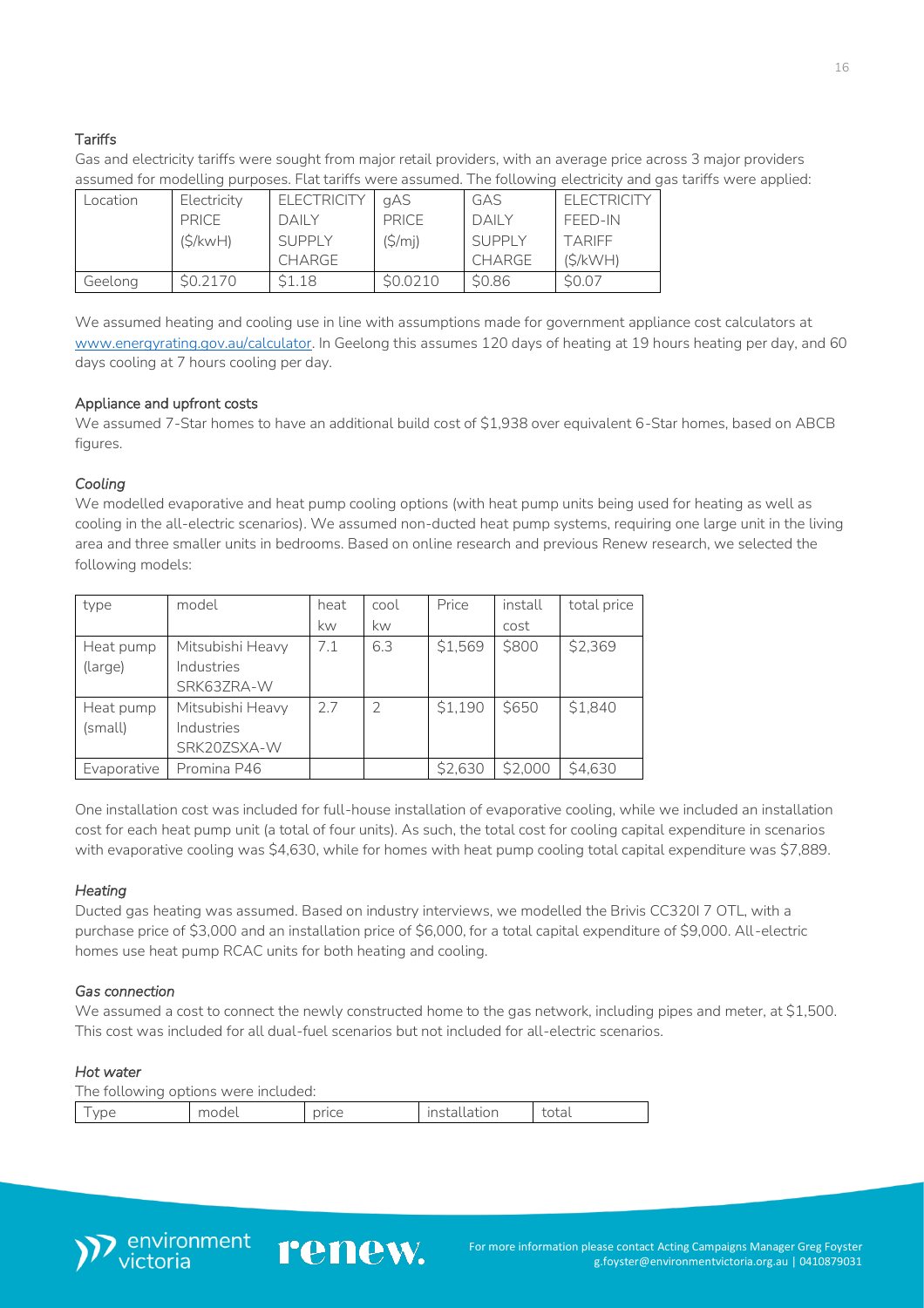### Tariffs

Gas and electricity tariffs were sought from major retail providers, with an average price across 3 major providers assumed for modelling purposes. Flat tariffs were assumed. The following electricity and gas tariffs were applied:

| Location | Electricity PRICE ($/kwH) | ELECTRICITY DAILY SUPPLY CHARGE | gAS PRICE ($/mj) | GAS DAILY SUPPLY CHARGE | ELECTRICITY FEED-IN TARIFF ($/kWH) |
|---|---|---|---|---|---|
| Geelong | $0.2170 | $1.18 | $0.0210 | $0.86 | $0.07 |

We assumed heating and cooling use in line with assumptions made for government appliance cost calculators at www.energyrating.gov.au/calculator. In Geelong this assumes 120 days of heating at 19 hours heating per day, and 60 days cooling at 7 hours cooling per day.

### Appliance and upfront costs

We assumed 7-Star homes to have an additional build cost of $1,938 over equivalent 6-Star homes, based on ABCB figures.

#### *Cooling*

We modelled evaporative and heat pump cooling options (with heat pump units being used for heating as well as cooling in the all-electric scenarios). We assumed non-ducted heat pump systems, requiring one large unit in the living area and three smaller units in bedrooms. Based on online research and previous Renew research, we selected the following models:

| type | model | heat kw | cool kw | Price | install cost | total price |
|---|---|---|---|---|---|---|
| Heat pump (large) | Mitsubishi Heavy Industries SRK63ZRA-W | 7.1 | 6.3 | $1,569 | $800 | $2,369 |
| Heat pump (small) | Mitsubishi Heavy Industries SRK20ZSXA-W | 2.7 | 2 | $1,190 | $650 | $1,840 |
| Evaporative | Promina P46 | | | $2,630 | $2,000 | $4,630 |

One installation cost was included for full-house installation of evaporative cooling, while we included an installation cost for each heat pump unit (a total of four units). As such, the total cost for cooling capital expenditure in scenarios with evaporative cooling was $4,630, while for homes with heat pump cooling total capital expenditure was $7,889.

#### *Heating*

Ducted gas heating was assumed. Based on industry interviews, we modelled the Brivis CC320I 7 OTL, with a purchase price of $3,000 and an installation price of $6,000, for a total capital expenditure of $9,000. All-electric homes use heat pump RCAC units for both heating and cooling.

#### *Gas connection*

We assumed a cost to connect the newly constructed home to the gas network, including pipes and meter, at $1,500. This cost was included for all dual-fuel scenarios but not included for all-electric scenarios.

#### *Hot water*

The following options were included:

| Type | model | price | installation | total |
|---|---|---|---|---|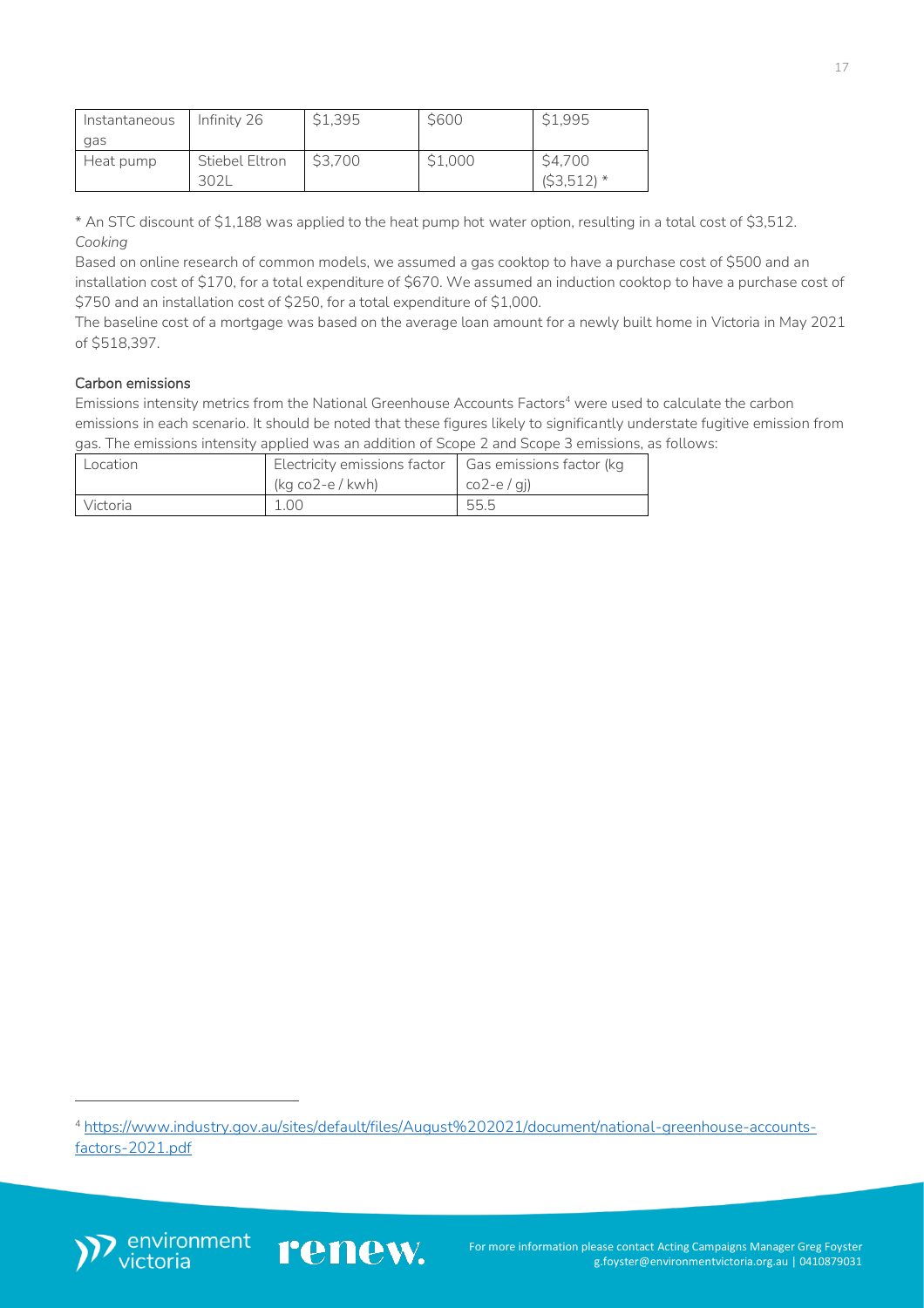| Instantaneous gas | Infinity 26 | $1,395 | $600 | $1,995 |
|---|---|---|---|---|
| Heat pump | Stiebel Eltron 302L | $3,700 | $1,000 | $4,700 ($3,512) * |

* An STC discount of $1,188 was applied to the heat pump hot water option, resulting in a total cost of $3,512.

*Cooking*

Based on online research of common models, we assumed a gas cooktop to have a purchase cost of $500 and an installation cost of $170, for a total expenditure of $670. We assumed an induction cooktop to have a purchase cost of $750 and an installation cost of $250, for a total expenditure of $1,000.

The baseline cost of a mortgage was based on the average loan amount for a newly built home in Victoria in May 2021 of $518,397.

#### Carbon emissions

Emissions intensity metrics from the National Greenhouse Accounts Factors[4] were used to calculate the carbon emissions in each scenario. It should be noted that these figures likely to significantly understate fugitive emission from gas. The emissions intensity applied was an addition of Scope 2 and Scope 3 emissions, as follows:

| Location | Electricity emissions factor (kg co2-e / kwh) | Gas emissions factor (kg co2-e / gj) |
|---|---|---|
| Victoria | 1.00 | 55.5 |

[4] https://www.industry.gov.au/sites/default/files/August%202021/document/national-greenhouse-accounts-factors-2021.pdf

For more information please contact Acting Campaigns Manager Greg Foyster g.foyster@environmentvictoria.org.au | 0410879031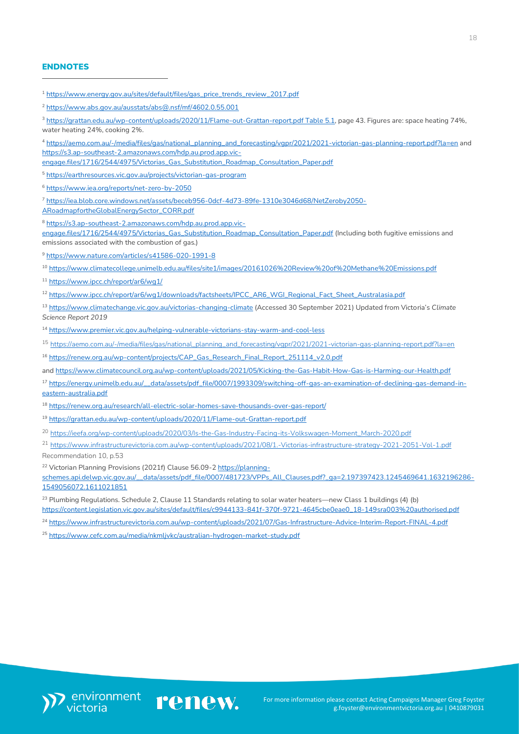## ENDNOTES

[1] https://www.energy.gov.au/sites/default/files/gas_price_trends_review_2017.pdf

[2] https://www.abs.gov.au/ausstats/abs@.nsf/mf/4602.0.55.001

[3] https://grattan.edu.au/wp-content/uploads/2020/11/Flame-out-Grattan-report.pdf Table 5.1, page 43. Figures are: space heating 74%, water heating 24%, cooking 2%.

[4] https://aemo.com.au/-/media/files/gas/national_planning_and_forecasting/vgpr/2021/2021-victorian-gas-planning-report.pdf?la=en and https://s3.ap-southeast-2.amazonaws.com/hdp.au.prod.app.vic-engage.files/1716/2544/4975/Victorias_Gas_Substitution_Roadmap_Consultation_Paper.pdf

[5] https://earthresources.vic.gov.au/projects/victorian-gas-program

[6] https://www.iea.org/reports/net-zero-by-2050

[7] https://iea.blob.core.windows.net/assets/beceb956-0dcf-4d73-89fe-1310e3046d68/NetZeroby2050-ARoadmapfortheGlobalEnergySector_CORR.pdf

[8] https://s3.ap-southeast-2.amazonaws.com/hdp.au.prod.app.vic-engage.files/1716/2544/4975/Victorias_Gas_Substitution_Roadmap_Consultation_Paper.pdf (Including both fugitive emissions and emissions associated with the combustion of gas.)

[9] https://www.nature.com/articles/s41586-020-1991-8

[10] https://www.climatecollege.unimelb.edu.au/files/site1/images/20161026%20Review%20of%20Methane%20Emissions.pdf

[11] https://www.ipcc.ch/report/ar6/wg1/

[12] https://www.ipcc.ch/report/ar6/wg1/downloads/factsheets/IPCC_AR6_WGI_Regional_Fact_Sheet_Australasia.pdf

[13] https://www.climatechange.vic.gov.au/victorias-changing-climate (Accessed 30 September 2021) Updated from Victoria's *Climate Science Report 2019*

[14] https://www.premier.vic.gov.au/helping-vulnerable-victorians-stay-warm-and-cool-less

[15] https://aemo.com.au/-/media/files/gas/national_planning_and_forecasting/vgpr/2021/2021-victorian-gas-planning-report.pdf?la=en

[16] https://renew.org.au/wp-content/projects/CAP_Gas_Research_Final_Report_251114_v2.0.pdf

and https://www.climatecouncil.org.au/wp-content/uploads/2021/05/Kicking-the-Gas-Habit-How-Gas-is-Harming-our-Health.pdf

[17] https://energy.unimelb.edu.au/__data/assets/pdf_file/0007/1993309/switching-off-gas-an-examination-of-declining-gas-demand-in-eastern-australia.pdf

[18] https://renew.org.au/research/all-electric-solar-homes-save-thousands-over-gas-report/

[19] https://grattan.edu.au/wp-content/uploads/2020/11/Flame-out-Grattan-report.pdf

[20] https://ieefa.org/wp-content/uploads/2020/03/Is-the-Gas-Industry-Facing-its-Volkswagen-Moment_March-2020.pdf

[21] https://www.infrastructurevictoria.com.au/wp-content/uploads/2021/08/1.-Victorias-infrastructure-strategy-2021-2051-Vol-1.pdf Recommendation 10, p.53

[22] Victorian Planning Provisions (2021f) Clause 56.09-2 https://planning-schemes.api.delwp.vic.gov.au/__data/assets/pdf_file/0007/481723/VPPs_All_Clauses.pdf?_ga=2.197397423.1245469641.1632196286-1549056072.1611021851

[23] Plumbing Regulations. Schedule 2, Clause 11 Standards relating to solar water heaters—new Class 1 buildings (4) (b) https://content.legislation.vic.gov.au/sites/default/files/c9944133-841f-370f-9721-4645cbe0eae0_18-149sra003%20authorised.pdf

[24] https://www.infrastructurevictoria.com.au/wp-content/uploads/2021/07/Gas-Infrastructure-Advice-Interim-Report-FINAL-4.pdf

[25] https://www.cefc.com.au/media/nkmljvkc/australian-hydrogen-market-study.pdf

For more information please contact Acting Campaigns Manager Greg Foyster
g.foyster@environmentvictoria.org.au | 0410879031